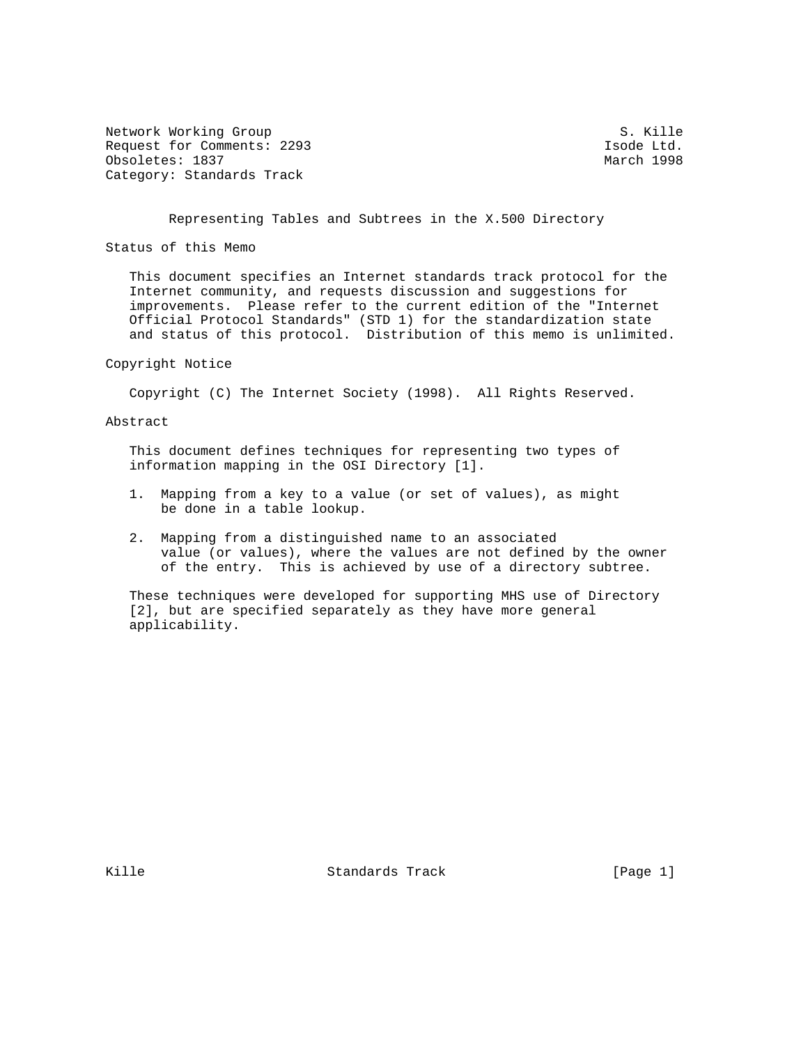Network Working Group S. Kille
Request for Comments: 2293 Isode Ltd.
Obsoletes: 1837 March 1998
Category: Standards Track

# Representing Tables and Subtrees in the X.500 Directory

## Status of this Memo

This document specifies an Internet standards track protocol for the Internet community, and requests discussion and suggestions for improvements. Please refer to the current edition of the "Internet Official Protocol Standards" (STD 1) for the standardization state and status of this protocol. Distribution of this memo is unlimited.

## Copyright Notice

Copyright (C) The Internet Society (1998). All Rights Reserved.

## Abstract

This document defines techniques for representing two types of information mapping in the OSI Directory [1].

1. Mapping from a key to a value (or set of values), as might be done in a table lookup.

2. Mapping from a distinguished name to an associated value (or values), where the values are not defined by the owner of the entry. This is achieved by use of a directory subtree.

These techniques were developed for supporting MHS use of Directory [2], but are specified separately as they have more general applicability.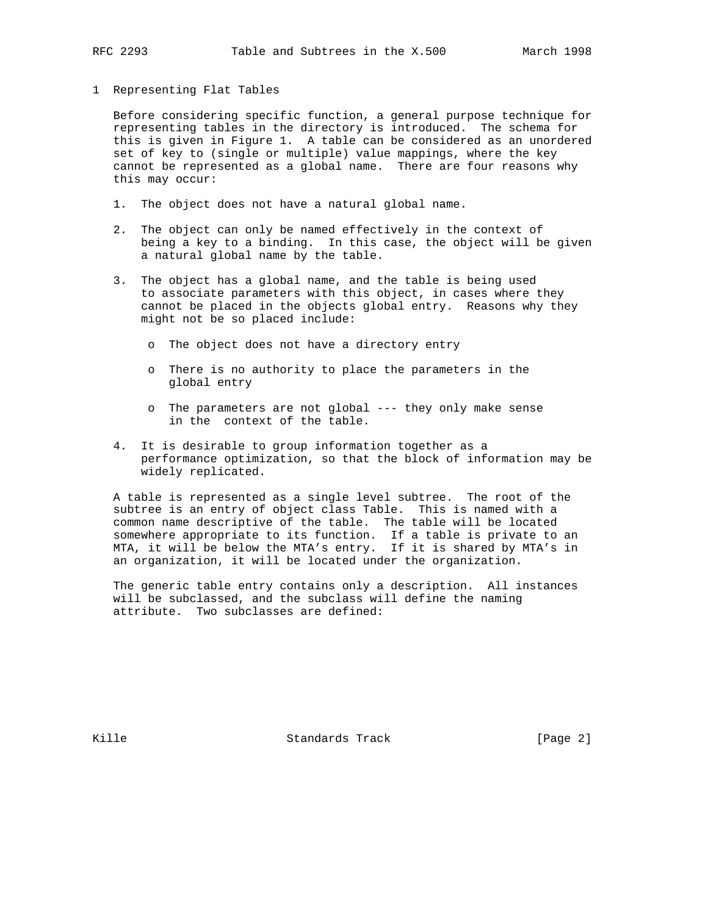# 1 Representing Flat Tables

Before considering specific function, a general purpose technique for representing tables in the directory is introduced. The schema for this is given in Figure 1. A table can be considered as an unordered set of key to (single or multiple) value mappings, where the key cannot be represented as a global name. There are four reasons why this may occur:

1. The object does not have a natural global name.

2. The object can only be named effectively in the context of being a key to a binding. In this case, the object will be given a natural global name by the table.

3. The object has a global name, and the table is being used to associate parameters with this object, in cases where they cannot be placed in the objects global entry. Reasons why they might not be so placed include:

   - The object does not have a directory entry

   - There is no authority to place the parameters in the global entry

   - The parameters are not global --- they only make sense in the context of the table.

4. It is desirable to group information together as a performance optimization, so that the block of information may be widely replicated.

A table is represented as a single level subtree. The root of the subtree is an entry of object class Table. This is named with a common name descriptive of the table. The table will be located somewhere appropriate to its function. If a table is private to an MTA, it will be below the MTA's entry. If it is shared by MTA's in an organization, it will be located under the organization.

The generic table entry contains only a description. All instances will be subclassed, and the subclass will define the naming attribute. Two subclasses are defined: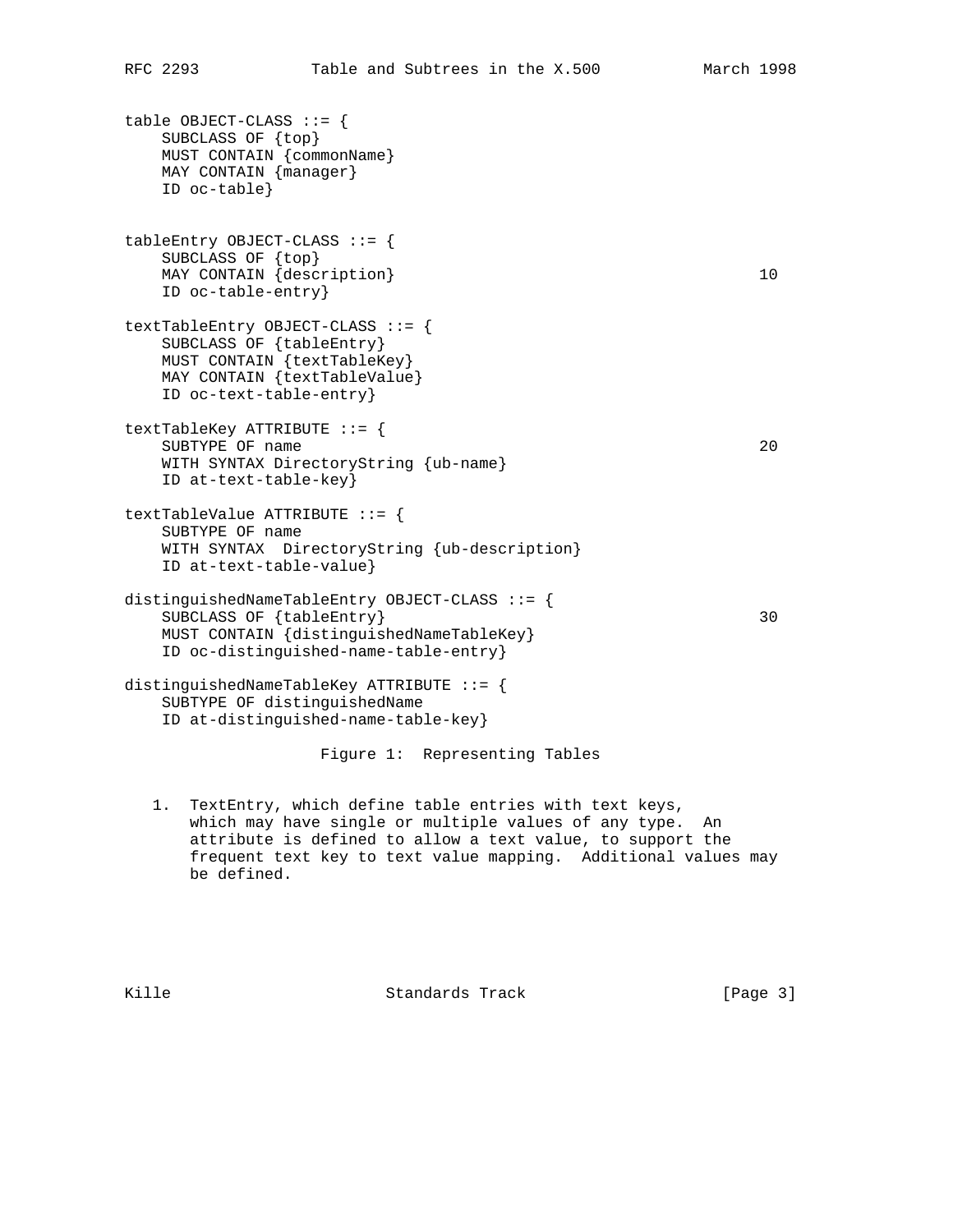```
table OBJECT-CLASS ::= {
    SUBCLASS OF {top}
    MUST CONTAIN {commonName}
    MAY CONTAIN {manager}
    ID oc-table}


tableEntry OBJECT-CLASS ::= {
    SUBCLASS OF {top}
    MAY CONTAIN {description}                                          10
    ID oc-table-entry}

textTableEntry OBJECT-CLASS ::= {
    SUBCLASS OF {tableEntry}
    MUST CONTAIN {textTableKey}
    MAY CONTAIN {textTableValue}
    ID oc-text-table-entry}

textTableKey ATTRIBUTE ::= {
    SUBTYPE OF name                                                    20
    WITH SYNTAX DirectoryString {ub-name}
    ID at-text-table-key}

textTableValue ATTRIBUTE ::= {
    SUBTYPE OF name
    WITH SYNTAX  DirectoryString {ub-description}
    ID at-text-table-value}

distinguishedNameTableEntry OBJECT-CLASS ::= {
    SUBCLASS OF {tableEntry}                                           30
    MUST CONTAIN {distinguishedNameTableKey}
    ID oc-distinguished-name-table-entry}

distinguishedNameTableKey ATTRIBUTE ::= {
    SUBTYPE OF distinguishedName
    ID at-distinguished-name-table-key}
```

Figure 1: Representing Tables

1. TextEntry, which define table entries with text keys, which may have single or multiple values of any type. An attribute is defined to allow a text value, to support the frequent text key to text value mapping. Additional values may be defined.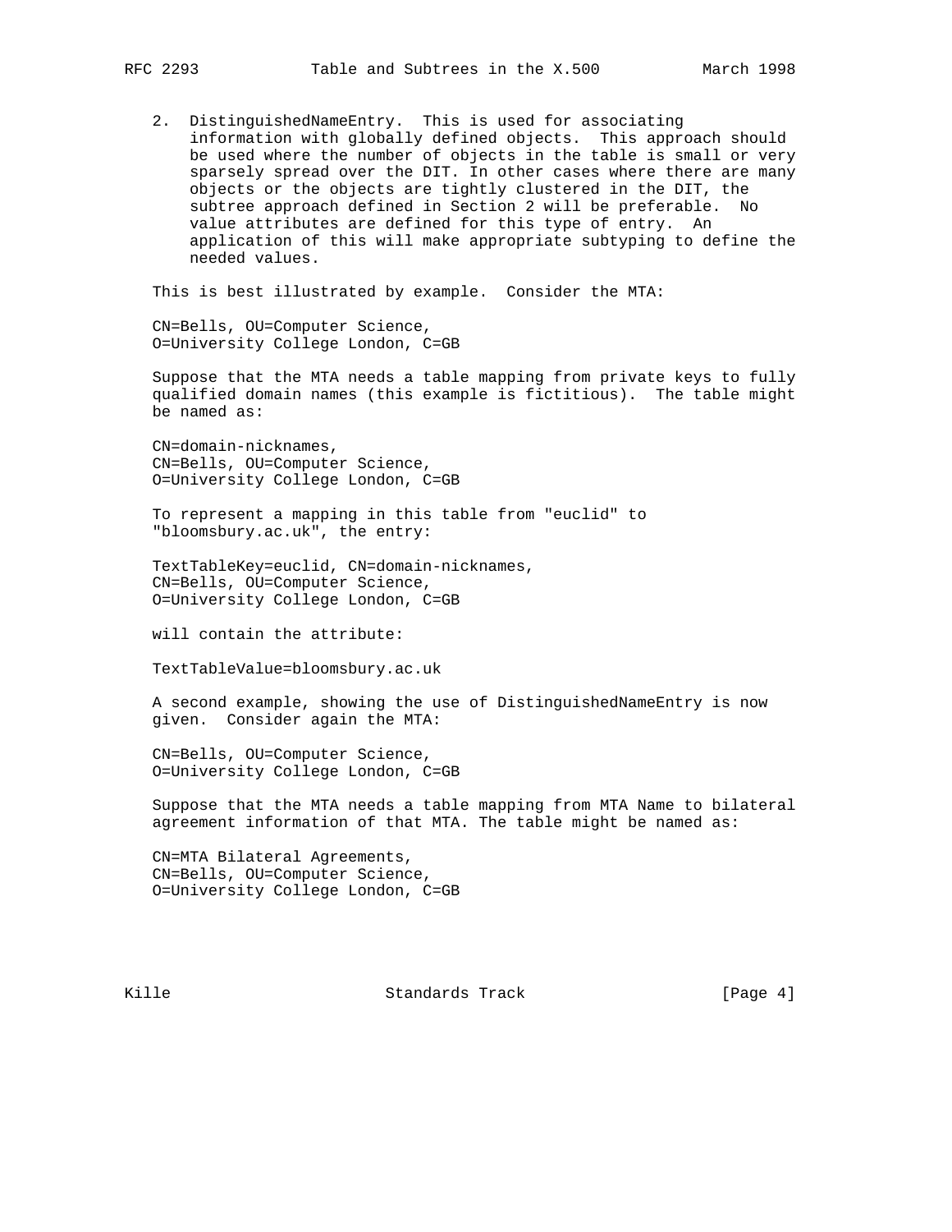2. DistinguishedNameEntry. This is used for associating information with globally defined objects. This approach should be used where the number of objects in the table is small or very sparsely spread over the DIT. In other cases where there are many objects or the objects are tightly clustered in the DIT, the subtree approach defined in Section 2 will be preferable. No value attributes are defined for this type of entry. An application of this will make appropriate subtyping to define the needed values.

This is best illustrated by example. Consider the MTA:

```
CN=Bells, OU=Computer Science,
O=University College London, C=GB
```

Suppose that the MTA needs a table mapping from private keys to fully qualified domain names (this example is fictitious). The table might be named as:

```
CN=domain-nicknames,
CN=Bells, OU=Computer Science,
O=University College London, C=GB
```

To represent a mapping in this table from "euclid" to "bloomsbury.ac.uk", the entry:

```
TextTableKey=euclid, CN=domain-nicknames,
CN=Bells, OU=Computer Science,
O=University College London, C=GB
```

will contain the attribute:

```
TextTableValue=bloomsbury.ac.uk
```

A second example, showing the use of DistinguishedNameEntry is now given. Consider again the MTA:

```
CN=Bells, OU=Computer Science,
O=University College London, C=GB
```

Suppose that the MTA needs a table mapping from MTA Name to bilateral agreement information of that MTA. The table might be named as:

```
CN=MTA Bilateral Agreements,
CN=Bells, OU=Computer Science,
O=University College London, C=GB
```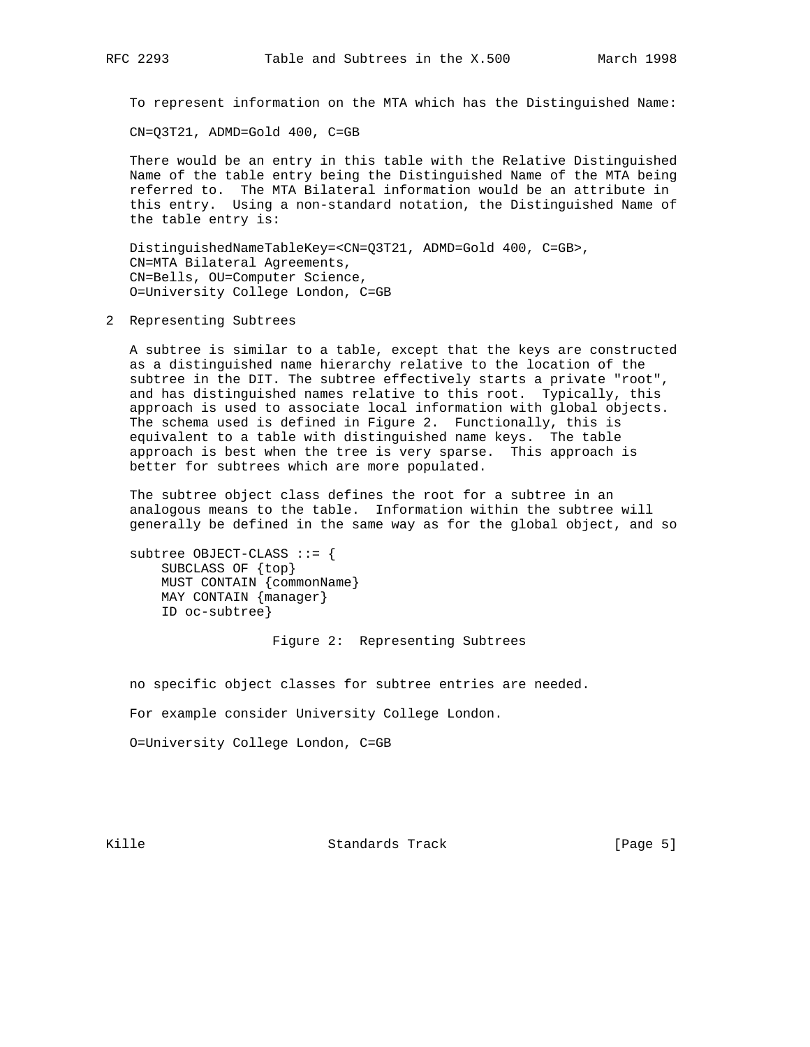To represent information on the MTA which has the Distinguished Name:

CN=Q3T21, ADMD=Gold 400, C=GB

There would be an entry in this table with the Relative Distinguished Name of the table entry being the Distinguished Name of the MTA being referred to. The MTA Bilateral information would be an attribute in this entry. Using a non-standard notation, the Distinguished Name of the table entry is:

```
DistinguishedNameTableKey=<CN=Q3T21, ADMD=Gold 400, C=GB>,
CN=MTA Bilateral Agreements,
CN=Bells, OU=Computer Science,
O=University College London, C=GB
```

## 2 Representing Subtrees

A subtree is similar to a table, except that the keys are constructed as a distinguished name hierarchy relative to the location of the subtree in the DIT. The subtree effectively starts a private "root", and has distinguished names relative to this root. Typically, this approach is used to associate local information with global objects. The schema used is defined in Figure 2. Functionally, this is equivalent to a table with distinguished name keys. The table approach is best when the tree is very sparse. This approach is better for subtrees which are more populated.

The subtree object class defines the root for a subtree in an analogous means to the table. Information within the subtree will generally be defined in the same way as for the global object, and so

```
subtree OBJECT-CLASS ::= {
    SUBCLASS OF {top}
    MUST CONTAIN {commonName}
    MAY CONTAIN {manager}
    ID oc-subtree}
```

Figure 2: Representing Subtrees

no specific object classes for subtree entries are needed.

For example consider University College London.

O=University College London, C=GB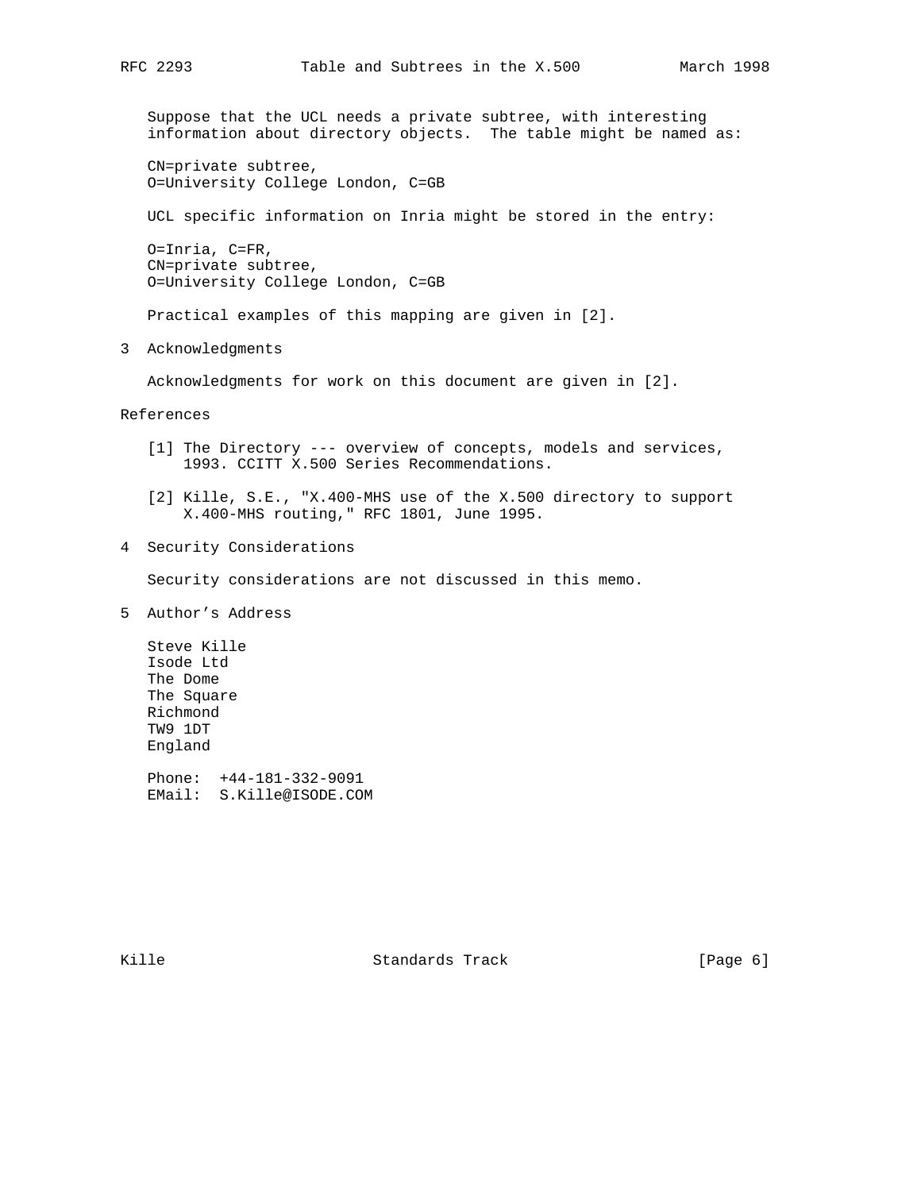Suppose that the UCL needs a private subtree, with interesting information about directory objects. The table might be named as:

```
CN=private subtree,
O=University College London, C=GB
```

UCL specific information on Inria might be stored in the entry:

```
O=Inria, C=FR,
CN=private subtree,
O=University College London, C=GB
```

Practical examples of this mapping are given in [2].

## 3 Acknowledgments

Acknowledgments for work on this document are given in [2].

## References

[1] The Directory --- overview of concepts, models and services, 1993. CCITT X.500 Series Recommendations.

[2] Kille, S.E., "X.400-MHS use of the X.500 directory to support X.400-MHS routing," RFC 1801, June 1995.

## 4 Security Considerations

Security considerations are not discussed in this memo.

## 5 Author’s Address

Steve Kille
Isode Ltd
The Dome
The Square
Richmond
TW9 1DT
England

Phone: +44-181-332-9091
EMail: S.Kille@ISODE.COM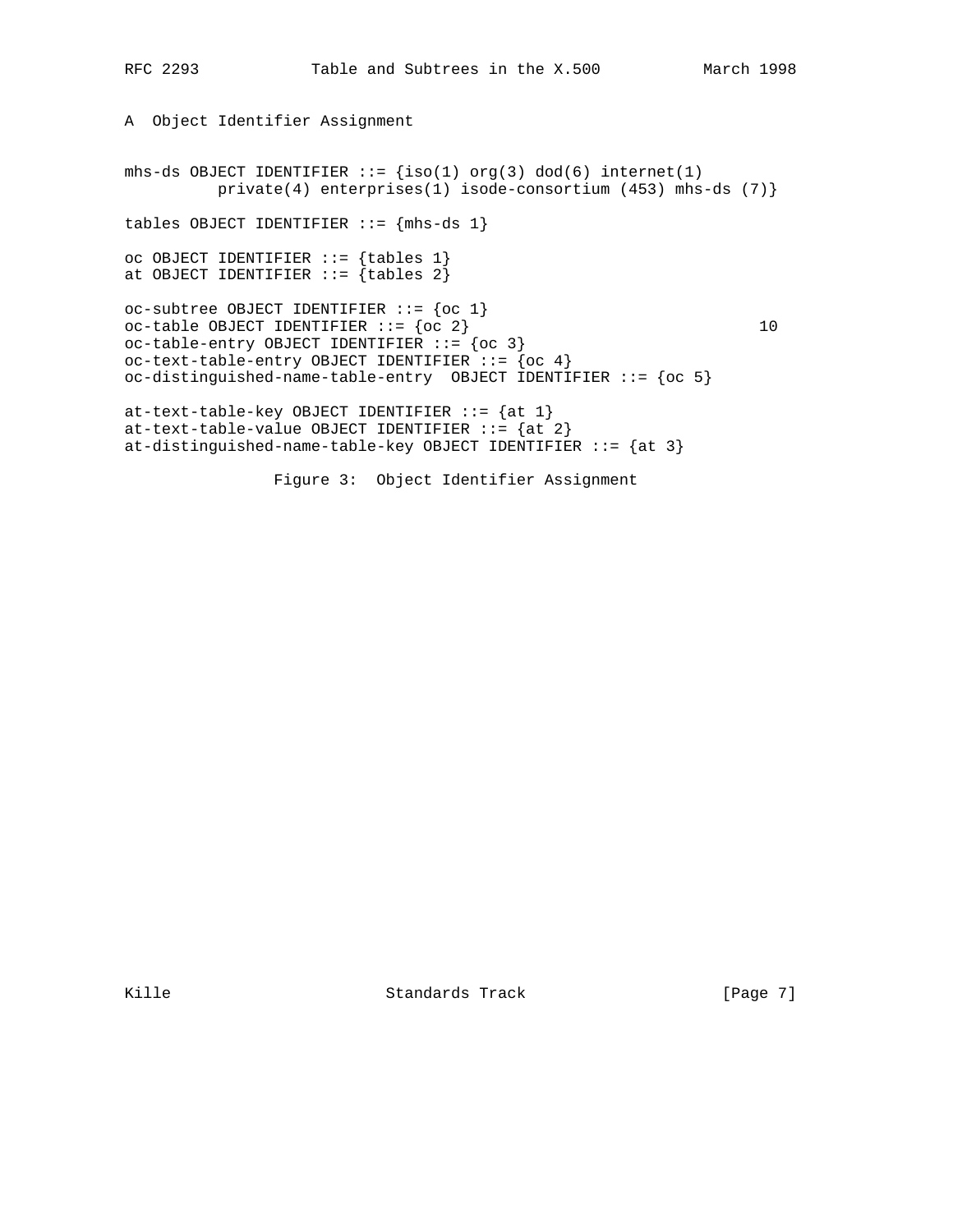A Object Identifier Assignment

```
mhs-ds OBJECT IDENTIFIER ::= {iso(1) org(3) dod(6) internet(1)
          private(4) enterprises(1) isode-consortium (453) mhs-ds (7)}

tables OBJECT IDENTIFIER ::= {mhs-ds 1}

oc OBJECT IDENTIFIER ::= {tables 1}
at OBJECT IDENTIFIER ::= {tables 2}

oc-subtree OBJECT IDENTIFIER ::= {oc 1}
oc-table OBJECT IDENTIFIER ::= {oc 2}                                10
oc-table-entry OBJECT IDENTIFIER ::= {oc 3}
oc-text-table-entry OBJECT IDENTIFIER ::= {oc 4}
oc-distinguished-name-table-entry  OBJECT IDENTIFIER ::= {oc 5}

at-text-table-key OBJECT IDENTIFIER ::= {at 1}
at-text-table-value OBJECT IDENTIFIER ::= {at 2}
at-distinguished-name-table-key OBJECT IDENTIFIER ::= {at 3}
```

Figure 3: Object Identifier Assignment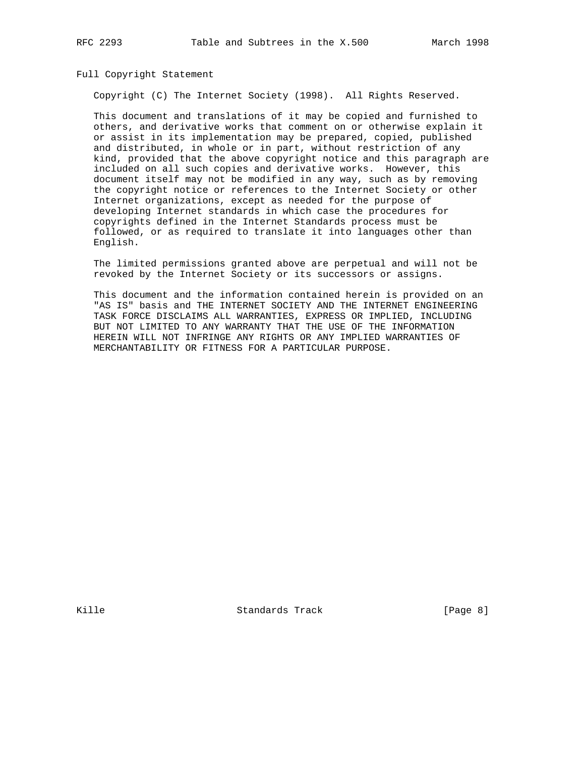## Full Copyright Statement

Copyright (C) The Internet Society (1998). All Rights Reserved.

This document and translations of it may be copied and furnished to others, and derivative works that comment on or otherwise explain it or assist in its implementation may be prepared, copied, published and distributed, in whole or in part, without restriction of any kind, provided that the above copyright notice and this paragraph are included on all such copies and derivative works. However, this document itself may not be modified in any way, such as by removing the copyright notice or references to the Internet Society or other Internet organizations, except as needed for the purpose of developing Internet standards in which case the procedures for copyrights defined in the Internet Standards process must be followed, or as required to translate it into languages other than English.

The limited permissions granted above are perpetual and will not be revoked by the Internet Society or its successors or assigns.

This document and the information contained herein is provided on an "AS IS" basis and THE INTERNET SOCIETY AND THE INTERNET ENGINEERING TASK FORCE DISCLAIMS ALL WARRANTIES, EXPRESS OR IMPLIED, INCLUDING BUT NOT LIMITED TO ANY WARRANTY THAT THE USE OF THE INFORMATION HEREIN WILL NOT INFRINGE ANY RIGHTS OR ANY IMPLIED WARRANTIES OF MERCHANTABILITY OR FITNESS FOR A PARTICULAR PURPOSE.